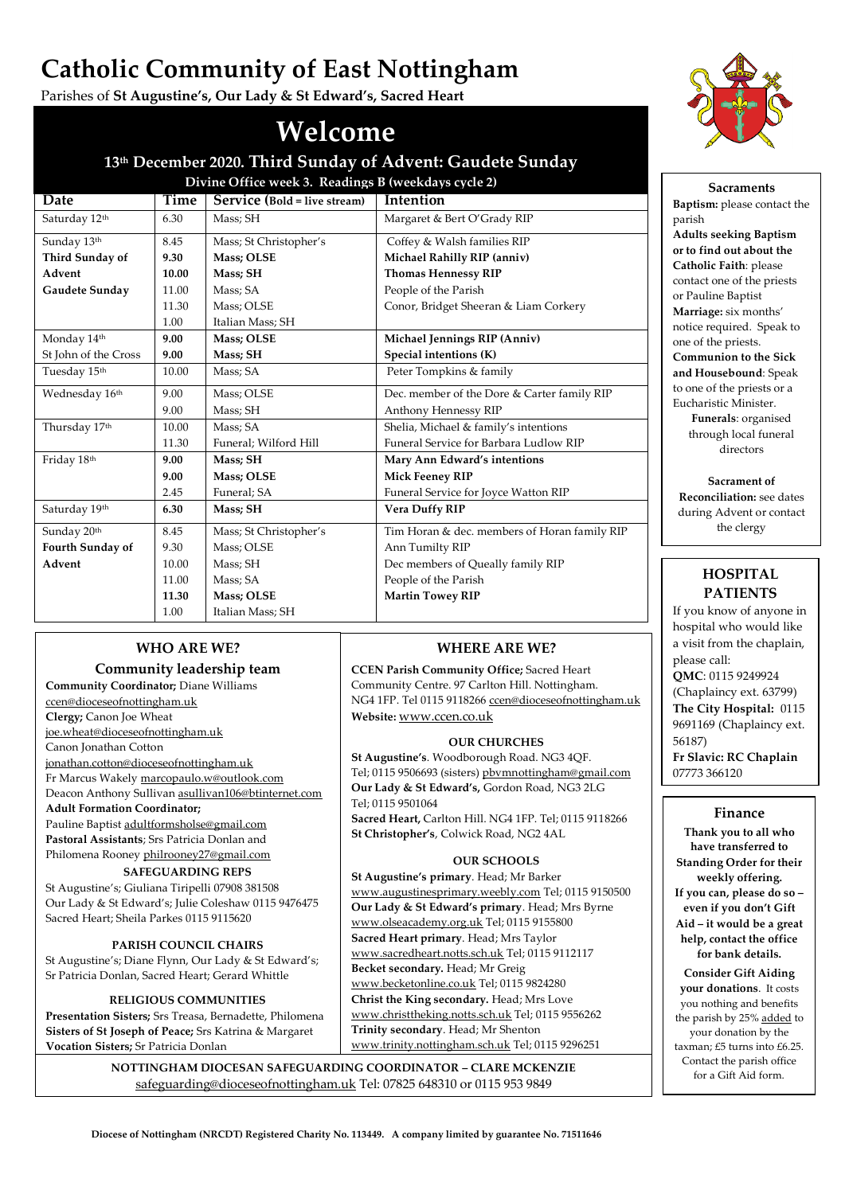# Catholic Community of East Nottingham

Parishes of **St Augustine's, Our Lady & St Edward's, Sacred Heart**

# Welcome

## 13th December 2020. Third Sunday of Advent: Gaudete Sunday

**Divine Office week 3. Readings B (weekdays cycle 2)**

| Date | Time | Service (Bold = live stream) | Intention |
|---|---|---|---|
| Saturday 12th | 6.30 | Mass; SH | Margaret & Bert O'Grady RIP |
| Sunday 13th | 8.45 | Mass; St Christopher's | Coffey & Walsh families RIP |
| **Third Sunday of** | **9.30** | **Mass; OLSE** | **Michael Rahilly RIP (anniv)** |
| **Advent** | **10.00** | **Mass; SH** | **Thomas Hennessy RIP** |
| **Gaudete Sunday** | 11.00 | Mass; SA | People of the Parish |
| | 11.30 | Mass; OLSE | Conor, Bridget Sheeran & Liam Corkery |
| | 1.00 | Italian Mass; SH | |
| Monday 14th | **9.00** | **Mass; OLSE** | **Michael Jennings RIP (Anniv)** |
| St John of the Cross | **9.00** | **Mass; SH** | **Special intentions (K)** |
| Tuesday 15th | 10.00 | Mass; SA | Peter Tompkins & family |
| Wednesday 16th | 9.00 | Mass; OLSE | Dec. member of the Dore & Carter family RIP |
| | 9.00 | Mass; SH | Anthony Hennessy RIP |
| Thursday 17th | 10.00 | Mass; SA | Shelia, Michael & family's intentions |
| | 11.30 | Funeral; Wilford Hill | Funeral Service for Barbara Ludlow RIP |
| Friday 18th | **9.00** | **Mass; SH** | **Mary Ann Edward's intentions** |
| | **9.00** | **Mass; OLSE** | **Mick Feeney RIP** |
| | 2.45 | Funeral; SA | Funeral Service for Joyce Watton RIP |
| Saturday 19th | **6.30** | **Mass; SH** | **Vera Duffy RIP** |
| Sunday 20th | 8.45 | Mass; St Christopher's | Tim Horan & dec. members of Horan family RIP |
| **Fourth Sunday of** | 9.30 | Mass; OLSE | Ann Tumilty RIP |
| **Advent** | 10.00 | Mass; SH | Dec members of Queally family RIP |
| | 11.00 | Mass; SA | People of the Parish |
| | **11.30** | **Mass; OLSE** | **Martin Towey RIP** |
| | 1.00 | Italian Mass; SH | |

### Sacraments

**Baptism:** please contact the parish

**Adults seeking Baptism or to find out about the Catholic Faith**: please contact one of the priests or Pauline Baptist

**Marriage:** six months' notice required. Speak to one of the priests.

**Communion to the Sick and Housebound**: Speak to one of the priests or a Eucharistic Minister.

**Funerals**: organised through local funeral directors

**Sacrament of Reconciliation:** see dates during Advent or contact the clergy

### HOSPITAL PATIENTS

If you know of anyone in hospital who would like a visit from the chaplain, please call:

**QMC**: 0115 9249924 (Chaplaincy ext. 63799)

**The City Hospital:** 0115 9691169 (Chaplaincy ext. 56187)

**Fr Slavic: RC Chaplain** 07773 366120

### Finance

**Thank you to all who have transferred to Standing Order for their weekly offering.**

**If you can, please do so – even if you don't Gift Aid – it would be a great help, contact the office for bank details.**

**Consider Gift Aiding your donations**. It costs you nothing and benefits the parish by 25% added to your donation by the taxman; £5 turns into £6.25. Contact the parish office for a Gift Aid form.

### WHO ARE WE?

#### Community leadership team

**Community Coordinator;** Diane Williams ccen@dioceseofnottingham.uk

**Clergy;** Canon Joe Wheat joe.wheat@dioceseofnottingham.uk

Canon Jonathan Cotton jonathan.cotton@dioceseofnottingham.uk

Fr Marcus Wakely marcopaulo.w@outlook.com

Deacon Anthony Sullivan asullivan106@btinternet.com

**Adult Formation Coordinator;** Pauline Baptist adultformsholse@gmail.com

**Pastoral Assistants**; Srs Patricia Donlan and Philomena Rooney philrooney27@gmail.com

#### SAFEGUARDING REPS

St Augustine's; Giuliana Tiripelli 07908 381508

Our Lady & St Edward's; Julie Coleshaw 0115 9476475

Sacred Heart; Sheila Parkes 0115 9115620

#### PARISH COUNCIL CHAIRS

St Augustine's; Diane Flynn, Our Lady & St Edward's; Sr Patricia Donlan, Sacred Heart; Gerard Whittle

#### RELIGIOUS COMMUNITIES

**Presentation Sisters;** Srs Treasa, Bernadette, Philomena

**Sisters of St Joseph of Peace;** Srs Katrina & Margaret

**Vocation Sisters;** Sr Patricia Donlan

### WHERE ARE WE?

**CCEN Parish Community Office;** Sacred Heart Community Centre. 97 Carlton Hill. Nottingham. NG4 1FP. Tel 0115 9118266 ccen@dioceseofnottingham.uk

**Website:** www.ccen.co.uk

#### OUR CHURCHES

**St Augustine's**. Woodborough Road. NG3 4QF. Tel; 0115 9506693 (sisters) pbvmnottingham@gmail.com

**Our Lady & St Edward's,** Gordon Road, NG3 2LG Tel; 0115 9501064

**Sacred Heart,** Carlton Hill. NG4 1FP. Tel; 0115 9118266

**St Christopher's**, Colwick Road, NG2 4AL

#### OUR SCHOOLS

**St Augustine's primary**. Head; Mr Barker www.augustinesprimary.weebly.com Tel; 0115 9150500

**Our Lady & St Edward's primary**. Head; Mrs Byrne www.olseacademy.org.uk Tel; 0115 9155800

**Sacred Heart primary**. Head; Mrs Taylor www.sacredheart.notts.sch.uk Tel; 0115 9112117

**Becket secondary.** Head; Mr Greig www.becketonline.co.uk Tel; 0115 9824280

**Christ the King secondary.** Head; Mrs Love www.christtheking.notts.sch.uk Tel; 0115 9556262

**Trinity secondary**. Head; Mr Shenton www.trinity.nottingham.sch.uk Tel; 0115 9296251

**NOTTINGHAM DIOCESAN SAFEGUARDING COORDINATOR – CLARE MCKENZIE**

safeguarding@dioceseofnottingham.uk Tel: 07825 648310 or 0115 953 9849

**Diocese of Nottingham (NRCDT) Registered Charity No. 113449. A company limited by guarantee No. 71511646**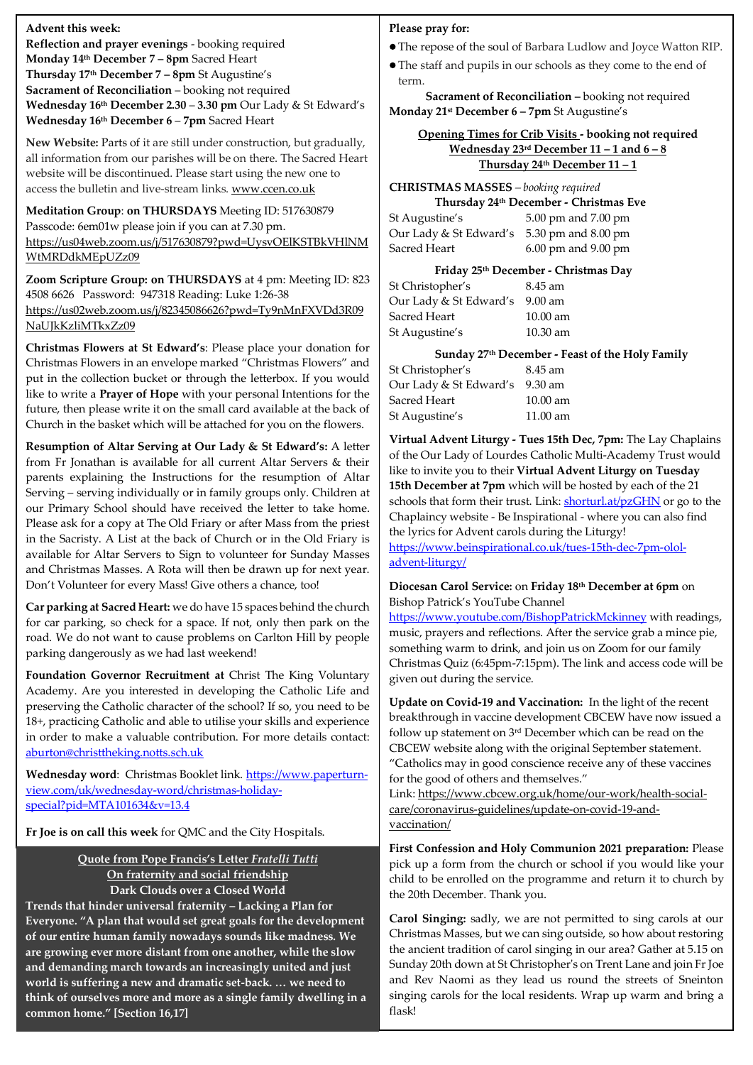**Advent this week:**

**Reflection and prayer evenings** - booking required
**Monday 14th December 7 – 8pm** Sacred Heart
**Thursday 17th December 7 – 8pm** St Augustine's
**Sacrament of Reconciliation** – booking not required
**Wednesday 16th December 2.30** – **3.30 pm** Our Lady & St Edward's
**Wednesday 16th December 6** – **7pm** Sacred Heart

**New Website:** Parts of it are still under construction, but gradually, all information from our parishes will be on there. The Sacred Heart website will be discontinued. Please start using the new one to access the bulletin and live-stream links. www.ccen.co.uk

**Meditation Group**: **on THURSDAYS** Meeting ID: 517630879 Passcode: 6em01w please join if you can at 7.30 pm.
https://us04web.zoom.us/j/517630879?pwd=UysvOElKSTBkVHlNMWtMRDdkMEpUZz09

**Zoom Scripture Group: on THURSDAYS** at 4 pm: Meeting ID: 823 4508 6626 Password: 947318 Reading: Luke 1:26-38
https://us02web.zoom.us/j/82345086626?pwd=Ty9nMnFXVDd3R09NaUJkKzliMTkxZz09

**Christmas Flowers at St Edward's**: Please place your donation for Christmas Flowers in an envelope marked "Christmas Flowers" and put in the collection bucket or through the letterbox. If you would like to write a **Prayer of Hope** with your personal Intentions for the future, then please write it on the small card available at the back of Church in the basket which will be attached for you on the flowers.

**Resumption of Altar Serving at Our Lady & St Edward's:** A letter from Fr Jonathan is available for all current Altar Servers & their parents explaining the Instructions for the resumption of Altar Serving – serving individually or in family groups only. Children at our Primary School should have received the letter to take home. Please ask for a copy at The Old Friary or after Mass from the priest in the Sacristy. A List at the back of Church or in the Old Friary is available for Altar Servers to Sign to volunteer for Sunday Masses and Christmas Masses. A Rota will then be drawn up for next year. Don't Volunteer for every Mass! Give others a chance, too!

**Car parking at Sacred Heart:** we do have 15 spaces behind the church for car parking, so check for a space. If not, only then park on the road. We do not want to cause problems on Carlton Hill by people parking dangerously as we had last weekend!

**Foundation Governor Recruitment at** Christ The King Voluntary Academy. Are you interested in developing the Catholic Life and preserving the Catholic character of the school? If so, you need to be 18+, practicing Catholic and able to utilise your skills and experience in order to make a valuable contribution. For more details contact: aburton@christtheking.notts.sch.uk

**Wednesday word**: Christmas Booklet link. https://www.paperturn-view.com/uk/wednesday-word/christmas-holiday-special?pid=MTA101634&v=13.4

**Fr Joe is on call this week** for QMC and the City Hospitals.

**Quote from Pope Francis's Letter *Fratelli Tutti***
**On fraternity and social friendship**
**Dark Clouds over a Closed World**
**Trends that hinder universal fraternity – Lacking a Plan for Everyone. "A plan that would set great goals for the development of our entire human family nowadays sounds like madness. We are growing ever more distant from one another, while the slow and demanding march towards an increasingly united and just world is suffering a new and dramatic set-back. … we need to think of ourselves more and more as a single family dwelling in a common home." [Section 16,17]**

**Please pray for:**

- The repose of the soul of Barbara Ludlow and Joyce Watton RIP.
- The staff and pupils in our schools as they come to the end of term.

**Sacrament of Reconciliation –** **booking not required**
**Monday 21st December 6 – 7pm** St Augustine's

**Opening Times for Crib Visits - booking not required**
**Wednesday 23rd December 11 – 1 and 6 – 8**
**Thursday 24th December 11 – 1**

**CHRISTMAS MASSES** – *booking required*

**Thursday 24th December - Christmas Eve**

| | |
|---|---|
| St Augustine's | 5.00 pm and 7.00 pm |
| Our Lady & St Edward's | 5.30 pm and 8.00 pm |
| Sacred Heart | 6.00 pm and 9.00 pm |

**Friday 25th December - Christmas Day**

| | |
|---|---|
| St Christopher's | 8.45 am |
| Our Lady & St Edward's | 9.00 am |
| Sacred Heart | 10.00 am |
| St Augustine's | 10.30 am |

**Sunday 27th December - Feast of the Holy Family**

| | |
|---|---|
| St Christopher's | 8.45 am |
| Our Lady & St Edward's | 9.30 am |
| Sacred Heart | 10.00 am |
| St Augustine's | 11.00 am |

**Virtual Advent Liturgy - Tues 15th Dec, 7pm:** The Lay Chaplains of the Our Lady of Lourdes Catholic Multi-Academy Trust would like to invite you to their **Virtual Advent Liturgy on Tuesday 15th December at 7pm** which will be hosted by each of the 21 schools that form their trust. Link: shorturl.at/pzGHN or go to the Chaplaincy website - Be Inspirational - where you can also find the lyrics for Advent carols during the Liturgy!
https://www.beinspirational.co.uk/tues-15th-dec-7pm-olol-advent-liturgy/

**Diocesan Carol Service:** on **Friday 18th December at 6pm** on Bishop Patrick's YouTube Channel
https://www.youtube.com/BishopPatrickMckinney with readings, music, prayers and reflections. After the service grab a mince pie, something warm to drink, and join us on Zoom for our family Christmas Quiz (6:45pm-7:15pm). The link and access code will be given out during the service.

**Update on Covid-19 and Vaccination:** In the light of the recent breakthrough in vaccine development CBCEW have now issued a follow up statement on 3rd December which can be read on the CBCEW website along with the original September statement. "Catholics may in good conscience receive any of these vaccines for the good of others and themselves."
Link: https://www.cbcew.org.uk/home/our-work/health-social-care/coronavirus-guidelines/update-on-covid-19-and-vaccination/

**First Confession and Holy Communion 2021 preparation:** Please pick up a form from the church or school if you would like your child to be enrolled on the programme and return it to church by the 20th December. Thank you.

**Carol Singing:** sadly, we are not permitted to sing carols at our Christmas Masses, but we can sing outside, so how about restoring the ancient tradition of carol singing in our area? Gather at 5.15 on Sunday 20th down at St Christopher's on Trent Lane and join Fr Joe and Rev Naomi as they lead us round the streets of Sneinton singing carols for the local residents. Wrap up warm and bring a flask!